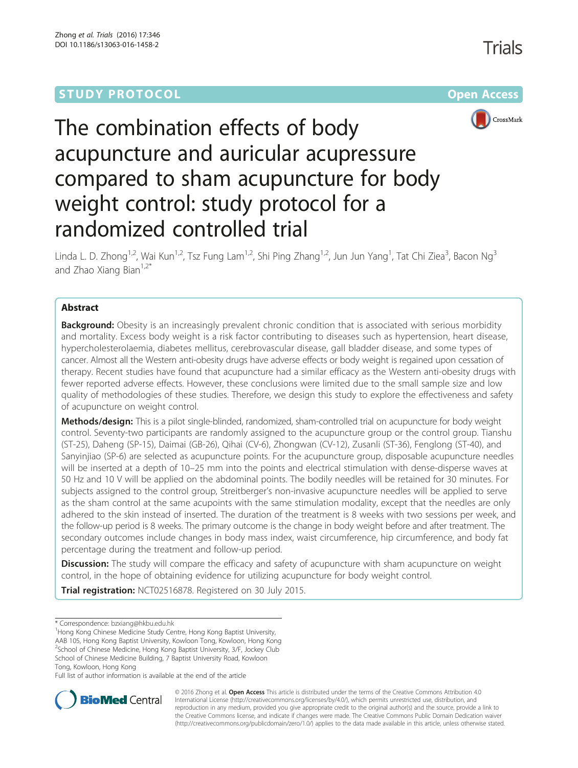STUDY PROTOCOL Open Access

# The combination effects of body acupuncture and auricular acupressure compared to sham acupuncture for body weight control: study protocol for a randomized controlled trial

Linda L. D. Zhong[1,2], Wai Kun[1,2], Tsz Fung Lam[1,2], Shi Ping Zhang[1,2], Jun Jun Yang[1], Tat Chi Ziea[3], Bacon Ng[3] and Zhao Xiang Bian[1,2*]

## Abstract

**Background:** Obesity is an increasingly prevalent chronic condition that is associated with serious morbidity and mortality. Excess body weight is a risk factor contributing to diseases such as hypertension, heart disease, hypercholesterolaemia, diabetes mellitus, cerebrovascular disease, gall bladder disease, and some types of cancer. Almost all the Western anti-obesity drugs have adverse effects or body weight is regained upon cessation of therapy. Recent studies have found that acupuncture had a similar efficacy as the Western anti-obesity drugs with fewer reported adverse effects. However, these conclusions were limited due to the small sample size and low quality of methodologies of these studies. Therefore, we design this study to explore the effectiveness and safety of acupuncture on weight control.

**Methods/design:** This is a pilot single-blinded, randomized, sham-controlled trial on acupuncture for body weight control. Seventy-two participants are randomly assigned to the acupuncture group or the control group. Tianshu (ST-25), Daheng (SP-15), Daimai (GB-26), Qihai (CV-6), Zhongwan (CV-12), Zusanli (ST-36), Fenglong (ST-40), and Sanyinjiao (SP-6) are selected as acupuncture points. For the acupuncture group, disposable acupuncture needles will be inserted at a depth of 10–25 mm into the points and electrical stimulation with dense-disperse waves at 50 Hz and 10 V will be applied on the abdominal points. The bodily needles will be retained for 30 minutes. For subjects assigned to the control group, Streitberger's non-invasive acupuncture needles will be applied to serve as the sham control at the same acupoints with the same stimulation modality, except that the needles are only adhered to the skin instead of inserted. The duration of the treatment is 8 weeks with two sessions per week, and the follow-up period is 8 weeks. The primary outcome is the change in body weight before and after treatment. The secondary outcomes include changes in body mass index, waist circumference, hip circumference, and body fat percentage during the treatment and follow-up period.

**Discussion:** The study will compare the efficacy and safety of acupuncture with sham acupuncture on weight control, in the hope of obtaining evidence for utilizing acupuncture for body weight control.

**Trial registration:** NCT02516878. Registered on 30 July 2015.

\* Correspondence: bzxiang@hkbu.edu.hk

[1]Hong Kong Chinese Medicine Study Centre, Hong Kong Baptist University, AAB 105, Hong Kong Baptist University, Kowloon Tong, Kowloon, Hong Kong

[2]School of Chinese Medicine, Hong Kong Baptist University, 3/F, Jockey Club School of Chinese Medicine Building, 7 Baptist University Road, Kowloon Tong, Kowloon, Hong Kong

Full list of author information is available at the end of the article

© 2016 Zhong et al. **Open Access** This article is distributed under the terms of the Creative Commons Attribution 4.0 International License (http://creativecommons.org/licenses/by/4.0/), which permits unrestricted use, distribution, and reproduction in any medium, provided you give appropriate credit to the original author(s) and the source, provide a link to the Creative Commons license, and indicate if changes were made. The Creative Commons Public Domain Dedication waiver (http://creativecommons.org/publicdomain/zero/1.0/) applies to the data made available in this article, unless otherwise stated.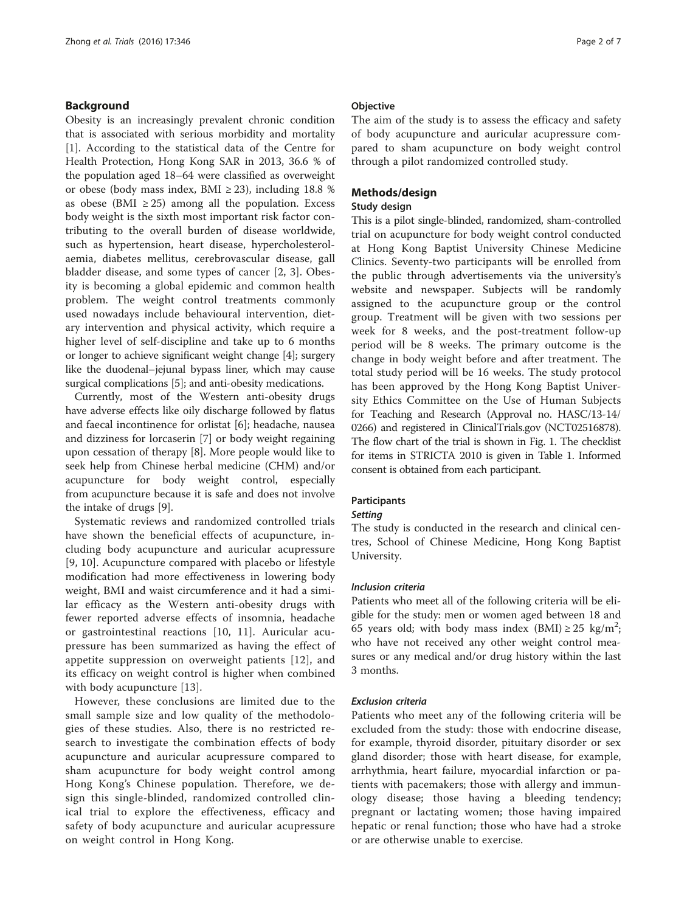## Background

Obesity is an increasingly prevalent chronic condition that is associated with serious morbidity and mortality [1]. According to the statistical data of the Centre for Health Protection, Hong Kong SAR in 2013, 36.6 % of the population aged 18–64 were classified as overweight or obese (body mass index, BMI ≥ 23), including 18.8 % as obese (BMI ≥ 25) among all the population. Excess body weight is the sixth most important risk factor contributing to the overall burden of disease worldwide, such as hypertension, heart disease, hypercholesterolaemia, diabetes mellitus, cerebrovascular disease, gall bladder disease, and some types of cancer [2, 3]. Obesity is becoming a global epidemic and common health problem. The weight control treatments commonly used nowadays include behavioural intervention, dietary intervention and physical activity, which require a higher level of self-discipline and take up to 6 months or longer to achieve significant weight change [4]; surgery like the duodenal–jejunal bypass liner, which may cause surgical complications [5]; and anti-obesity medications.

Currently, most of the Western anti-obesity drugs have adverse effects like oily discharge followed by flatus and faecal incontinence for orlistat [6]; headache, nausea and dizziness for lorcaserin [7] or body weight regaining upon cessation of therapy [8]. More people would like to seek help from Chinese herbal medicine (CHM) and/or acupuncture for body weight control, especially from acupuncture because it is safe and does not involve the intake of drugs [9].

Systematic reviews and randomized controlled trials have shown the beneficial effects of acupuncture, including body acupuncture and auricular acupressure [9, 10]. Acupuncture compared with placebo or lifestyle modification had more effectiveness in lowering body weight, BMI and waist circumference and it had a similar efficacy as the Western anti-obesity drugs with fewer reported adverse effects of insomnia, headache or gastrointestinal reactions [10, 11]. Auricular acupressure has been summarized as having the effect of appetite suppression on overweight patients [12], and its efficacy on weight control is higher when combined with body acupuncture [13].

However, these conclusions are limited due to the small sample size and low quality of the methodologies of these studies. Also, there is no restricted research to investigate the combination effects of body acupuncture and auricular acupressure compared to sham acupuncture for body weight control among Hong Kong's Chinese population. Therefore, we design this single-blinded, randomized controlled clinical trial to explore the effectiveness, efficacy and safety of body acupuncture and auricular acupressure on weight control in Hong Kong.

### Objective

The aim of the study is to assess the efficacy and safety of body acupuncture and auricular acupressure compared to sham acupuncture on body weight control through a pilot randomized controlled study.

## Methods/design

### Study design

This is a pilot single-blinded, randomized, sham-controlled trial on acupuncture for body weight control conducted at Hong Kong Baptist University Chinese Medicine Clinics. Seventy-two participants will be enrolled from the public through advertisements via the university's website and newspaper. Subjects will be randomly assigned to the acupuncture group or the control group. Treatment will be given with two sessions per week for 8 weeks, and the post-treatment follow-up period will be 8 weeks. The primary outcome is the change in body weight before and after treatment. The total study period will be 16 weeks. The study protocol has been approved by the Hong Kong Baptist University Ethics Committee on the Use of Human Subjects for Teaching and Research (Approval no. HASC/13-14/0266) and registered in ClinicalTrials.gov (NCT02516878). The flow chart of the trial is shown in Fig. 1. The checklist for items in STRICTA 2010 is given in Table 1. Informed consent is obtained from each participant.

### Participants

#### *Setting*

The study is conducted in the research and clinical centres, School of Chinese Medicine, Hong Kong Baptist University.

#### *Inclusion criteria*

Patients who meet all of the following criteria will be eligible for the study: men or women aged between 18 and 65 years old; with body mass index (BMI) ≥ 25 kg/m$^2$; who have not received any other weight control measures or any medical and/or drug history within the last 3 months.

#### *Exclusion criteria*

Patients who meet any of the following criteria will be excluded from the study: those with endocrine disease, for example, thyroid disorder, pituitary disorder or sex gland disorder; those with heart disease, for example, arrhythmia, heart failure, myocardial infarction or patients with pacemakers; those with allergy and immunology disease; those having a bleeding tendency; pregnant or lactating women; those having impaired hepatic or renal function; those who have had a stroke or are otherwise unable to exercise.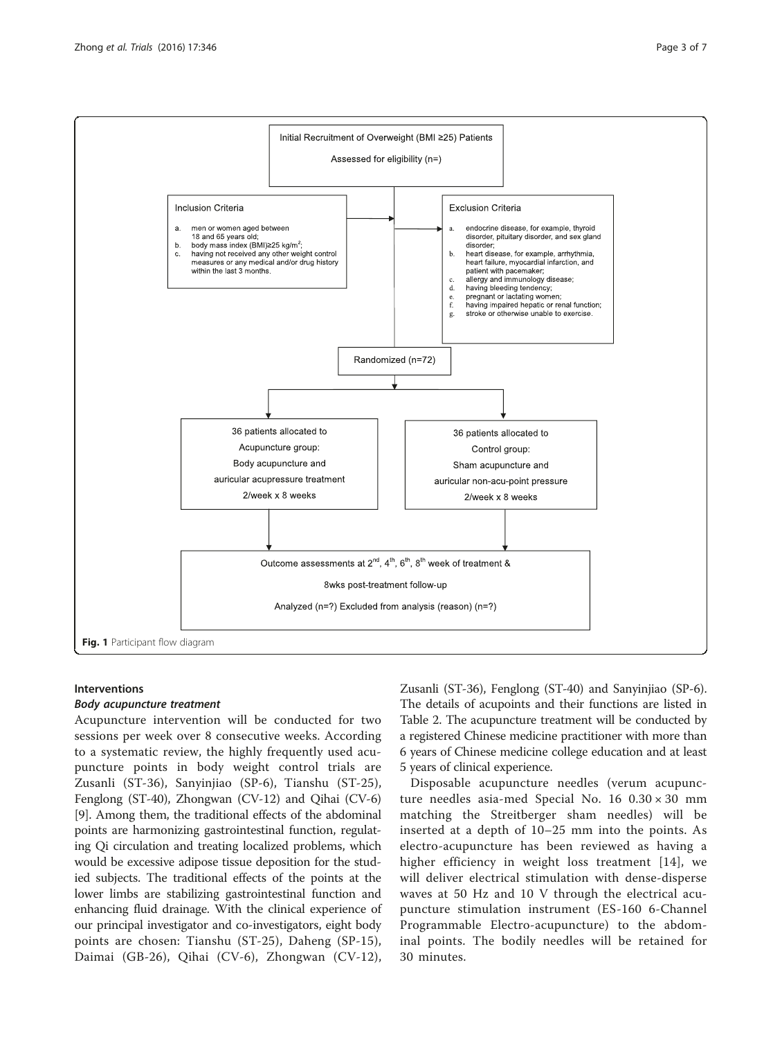Initial Recruitment of Overweight (BMI ≥25) Patients

Assessed for eligibility (n=)

Inclusion Criteria

a. men or women aged between 18 and 65 years old;
b. body mass index (BMI)≥25 kg/m$^2$;
c. having not received any other weight control measures or any medical and/or drug history within the last 3 months.

Exclusion Criteria

a. endocrine disease, for example, thyroid disorder, pituitary disorder, and sex gland disorder;
b. heart disease, for example, arrhythmia, heart failure, myocardial infarction, and patient with pacemaker;
c. allergy and immunology disease;
d. having bleeding tendency;
e. pregnant or lactating women;
f. having impaired hepatic or renal function;
g. stroke or otherwise unable to exercise.

Randomized (n=72)

36 patients allocated to Acupuncture group: Body acupuncture and auricular acupressure treatment 2/week x 8 weeks

36 patients allocated to Control group: Sham acupuncture and auricular non-acu-point pressure 2/week x 8 weeks

Outcome assessments at 2$^{nd}$, 4$^{th}$, 6$^{th}$, 8$^{th}$ week of treatment & 8wks post-treatment follow-up

Analyzed (n=?) Excluded from analysis (reason) (n=?)

**Fig. 1** Participant flow diagram

## Interventions

### *Body acupuncture treatment*

Acupuncture intervention will be conducted for two sessions per week over 8 consecutive weeks. According to a systematic review, the highly frequently used acupuncture points in body weight control trials are Zusanli (ST-36), Sanyinjiao (SP-6), Tianshu (ST-25), Fenglong (ST-40), Zhongwan (CV-12) and Qihai (CV-6) [9]. Among them, the traditional effects of the abdominal points are harmonizing gastrointestinal function, regulating Qi circulation and treating localized problems, which would be excessive adipose tissue deposition for the studied subjects. The traditional effects of the points at the lower limbs are stabilizing gastrointestinal function and enhancing fluid drainage. With the clinical experience of our principal investigator and co-investigators, eight body points are chosen: Tianshu (ST-25), Daheng (SP-15), Daimai (GB-26), Qihai (CV-6), Zhongwan (CV-12), Zusanli (ST-36), Fenglong (ST-40) and Sanyinjiao (SP-6). The details of acupoints and their functions are listed in Table 2. The acupuncture treatment will be conducted by a registered Chinese medicine practitioner with more than 6 years of Chinese medicine college education and at least 5 years of clinical experience.

Disposable acupuncture needles (verum acupuncture needles asia-med Special No. 16 0.30 × 30 mm matching the Streitberger sham needles) will be inserted at a depth of 10–25 mm into the points. As electro-acupuncture has been reviewed as having a higher efficiency in weight loss treatment [14], we will deliver electrical stimulation with dense-disperse waves at 50 Hz and 10 V through the electrical acupuncture stimulation instrument (ES-160 6-Channel Programmable Electro-acupuncture) to the abdominal points. The bodily needles will be retained for 30 minutes.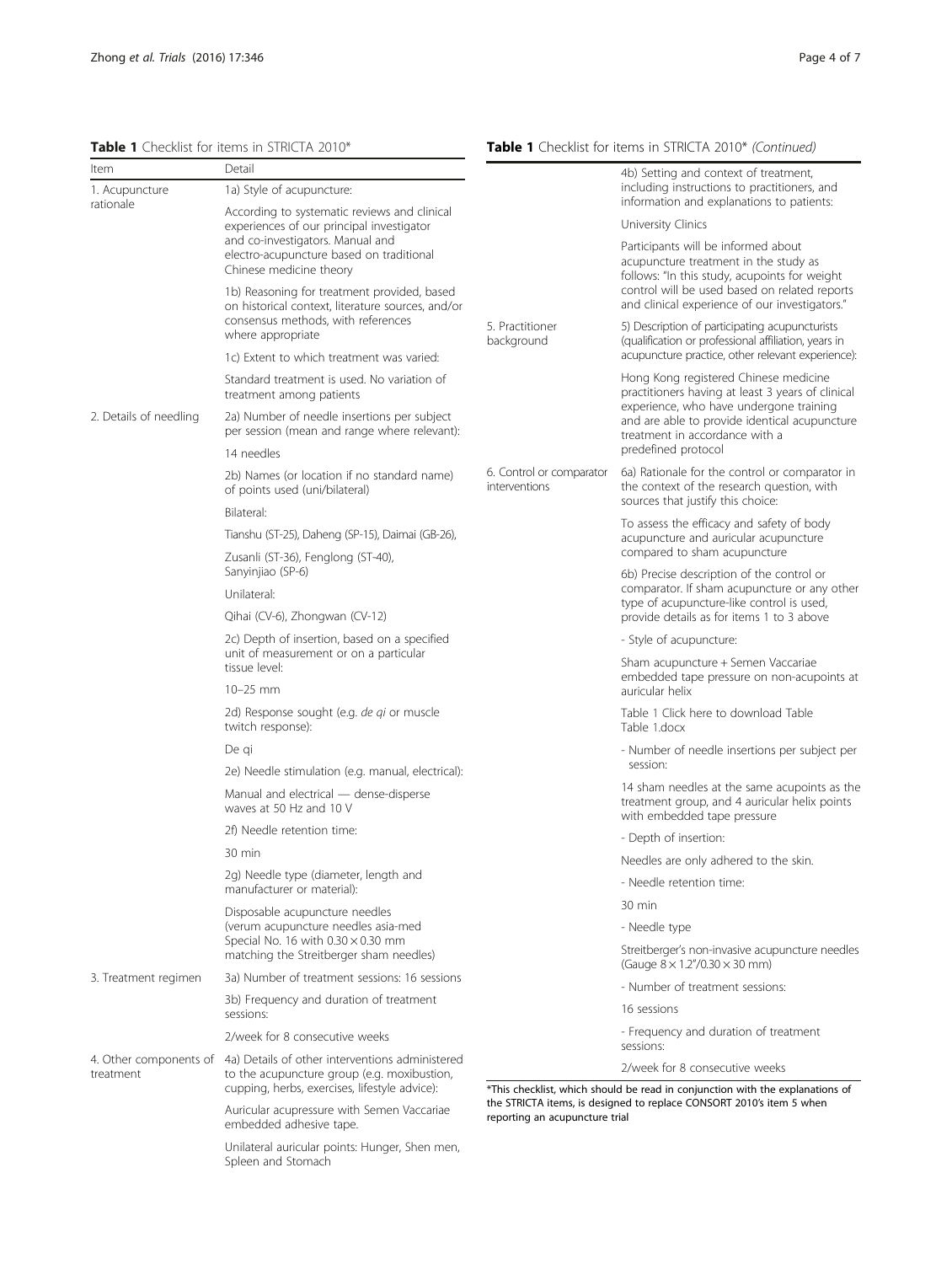**Table 1** Checklist for items in STRICTA 2010*

| Item | Detail |
| --- | --- |
| 1. Acupuncture rationale | 1a) Style of acupuncture: |
| | According to systematic reviews and clinical experiences of our principal investigator and co-investigators. Manual and electro-acupuncture based on traditional Chinese medicine theory |
| | 1b) Reasoning for treatment provided, based on historical context, literature sources, and/or consensus methods, with references where appropriate |
| | 1c) Extent to which treatment was varied: |
| | Standard treatment is used. No variation of treatment among patients |
| 2. Details of needling | 2a) Number of needle insertions per subject per session (mean and range where relevant): |
| | 14 needles |
| | 2b) Names (or location if no standard name) of points used (uni/bilateral) |
| | Bilateral: |
| | Tianshu (ST-25), Daheng (SP-15), Daimai (GB-26), |
| | Zusanli (ST-36), Fenglong (ST-40), Sanyinjiao (SP-6) |
| | Unilateral: |
| | Qihai (CV-6), Zhongwan (CV-12) |
| | 2c) Depth of insertion, based on a specified unit of measurement or on a particular tissue level: |
| | 10–25 mm |
| | 2d) Response sought (e.g. *de qi* or muscle twitch response): |
| | De qi |
| | 2e) Needle stimulation (e.g. manual, electrical): |
| | Manual and electrical — dense-disperse waves at 50 Hz and 10 V |
| | 2f) Needle retention time: |
| | 30 min |
| | 2g) Needle type (diameter, length and manufacturer or material): |
| | Disposable acupuncture needles (verum acupuncture needles asia-med Special No. 16 with 0.30 × 0.30 mm matching the Streitberger sham needles) |
| 3. Treatment regimen | 3a) Number of treatment sessions: 16 sessions |
| | 3b) Frequency and duration of treatment sessions: |
| | 2/week for 8 consecutive weeks |
| 4. Other components of treatment | 4a) Details of other interventions administered to the acupuncture group (e.g. moxibustion, cupping, herbs, exercises, lifestyle advice): |
| | Auricular acupressure with Semen Vaccariae embedded adhesive tape. |
| | Unilateral auricular points: Hunger, Shen men, Spleen and Stomach |
| | 4b) Setting and context of treatment, including instructions to practitioners, and information and explanations to patients: |
| | University Clinics |
| | Participants will be informed about acupuncture treatment in the study as follows: "In this study, acupoints for weight control will be used based on related reports and clinical experience of our investigators." |
| 5. Practitioner background | 5) Description of participating acupuncturists (qualification or professional affiliation, years in acupuncture practice, other relevant experience): |
| | Hong Kong registered Chinese medicine practitioners having at least 3 years of clinical experience, who have undergone training and are able to provide identical acupuncture treatment in accordance with a predefined protocol |
| 6. Control or comparator interventions | 6a) Rationale for the control or comparator in the context of the research question, with sources that justify this choice: |
| | To assess the efficacy and safety of body acupuncture and auricular acupuncture compared to sham acupuncture |
| | 6b) Precise description of the control or comparator. If sham acupuncture or any other type of acupuncture-like control is used, provide details as for items 1 to 3 above |
| | - Style of acupuncture: |
| | Sham acupuncture + Semen Vaccariae embedded tape pressure on non-acupoints at auricular helix |
| | Table 1 Click here to download Table Table 1.docx |
| | - Number of needle insertions per subject per session: |
| | 14 sham needles at the same acupoints as the treatment group, and 4 auricular helix points with embedded tape pressure |
| | - Depth of insertion: |
| | Needles are only adhered to the skin. |
| | - Needle retention time: |
| | 30 min |
| | - Needle type |
| | Streitberger's non-invasive acupuncture needles (Gauge 8 × 1.2"/0.30 × 30 mm) |
| | - Number of treatment sessions: |
| | 16 sessions |
| | - Frequency and duration of treatment sessions: |
| | 2/week for 8 consecutive weeks |

*This checklist, which should be read in conjunction with the explanations of the STRICTA items, is designed to replace CONSORT 2010's item 5 when reporting an acupuncture trial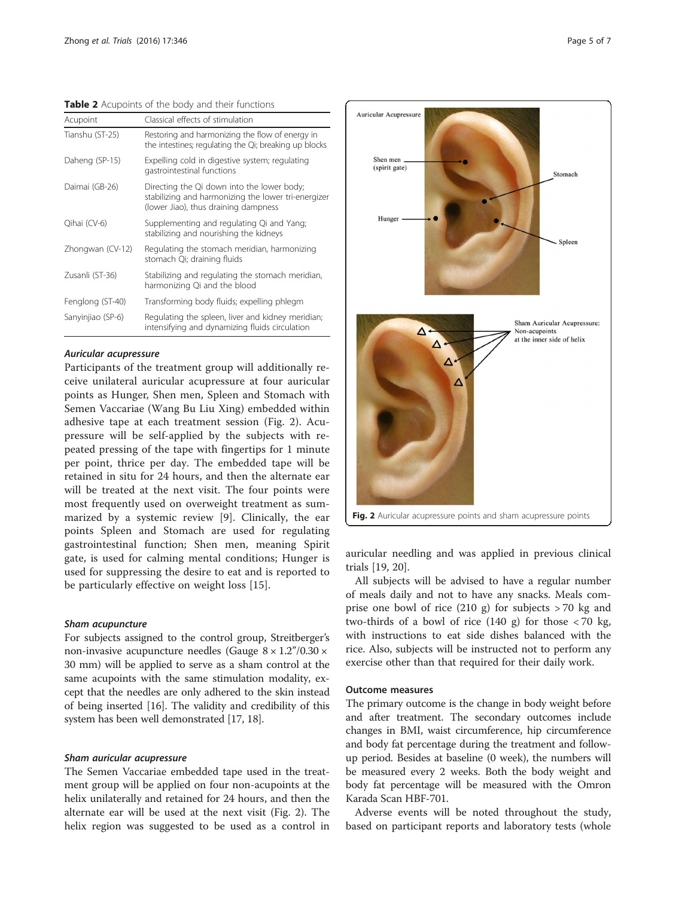**Table 2** Acupoints of the body and their functions

| Acupoint | Classical effects of stimulation |
|---|---|
| Tianshu (ST-25) | Restoring and harmonizing the flow of energy in the intestines; regulating the Qi; breaking up blocks |
| Daheng (SP-15) | Expelling cold in digestive system; regulating gastrointestinal functions |
| Daimai (GB-26) | Directing the Qi down into the lower body; stabilizing and harmonizing the lower tri-energizer (lower Jiao), thus draining dampness |
| Qihai (CV-6) | Supplementing and regulating Qi and Yang; stabilizing and nourishing the kidneys |
| Zhongwan (CV-12) | Regulating the stomach meridian, harmonizing stomach Qi; draining fluids |
| Zusanli (ST-36) | Stabilizing and regulating the stomach meridian, harmonizing Qi and the blood |
| Fenglong (ST-40) | Transforming body fluids; expelling phlegm |
| Sanyinjiao (SP-6) | Regulating the spleen, liver and kidney meridian; intensifying and dynamizing fluids circulation |

#### *Auricular acupressure*

Participants of the treatment group will additionally receive unilateral auricular acupressure at four auricular points as Hunger, Shen men, Spleen and Stomach with Semen Vaccariae (Wang Bu Liu Xing) embedded within adhesive tape at each treatment session (Fig. 2). Acupressure will be self-applied by the subjects with repeated pressing of the tape with fingertips for 1 minute per point, thrice per day. The embedded tape will be retained in situ for 24 hours, and then the alternate ear will be treated at the next visit. The four points were most frequently used on overweight treatment as summarized by a systemic review [9]. Clinically, the ear points Spleen and Stomach are used for regulating gastrointestinal function; Shen men, meaning Spirit gate, is used for calming mental conditions; Hunger is used for suppressing the desire to eat and is reported to be particularly effective on weight loss [15].

#### *Sham acupuncture*

For subjects assigned to the control group, Streitberger's non-invasive acupuncture needles (Gauge 8 × 1.2"/0.30 × 30 mm) will be applied to serve as a sham control at the same acupoints with the same stimulation modality, except that the needles are only adhered to the skin instead of being inserted [16]. The validity and credibility of this system has been well demonstrated [17, 18].

#### *Sham auricular acupressure*

The Semen Vaccariae embedded tape used in the treatment group will be applied on four non-acupoints at the helix unilaterally and retained for 24 hours, and then the alternate ear will be used at the next visit (Fig. 2). The helix region was suggested to be used as a control in auricular needling and was applied in previous clinical trials [19, 20].

**Fig. 2** Auricular acupressure points and sham acupressure points

All subjects will be advised to have a regular number of meals daily and not to have any snacks. Meals comprise one bowl of rice (210 g) for subjects > 70 kg and two-thirds of a bowl of rice (140 g) for those < 70 kg, with instructions to eat side dishes balanced with the rice. Also, subjects will be instructed not to perform any exercise other than that required for their daily work.

### Outcome measures

The primary outcome is the change in body weight before and after treatment. The secondary outcomes include changes in BMI, waist circumference, hip circumference and body fat percentage during the treatment and follow-up period. Besides at baseline (0 week), the numbers will be measured every 2 weeks. Both the body weight and body fat percentage will be measured with the Omron Karada Scan HBF-701.

Adverse events will be noted throughout the study, based on participant reports and laboratory tests (whole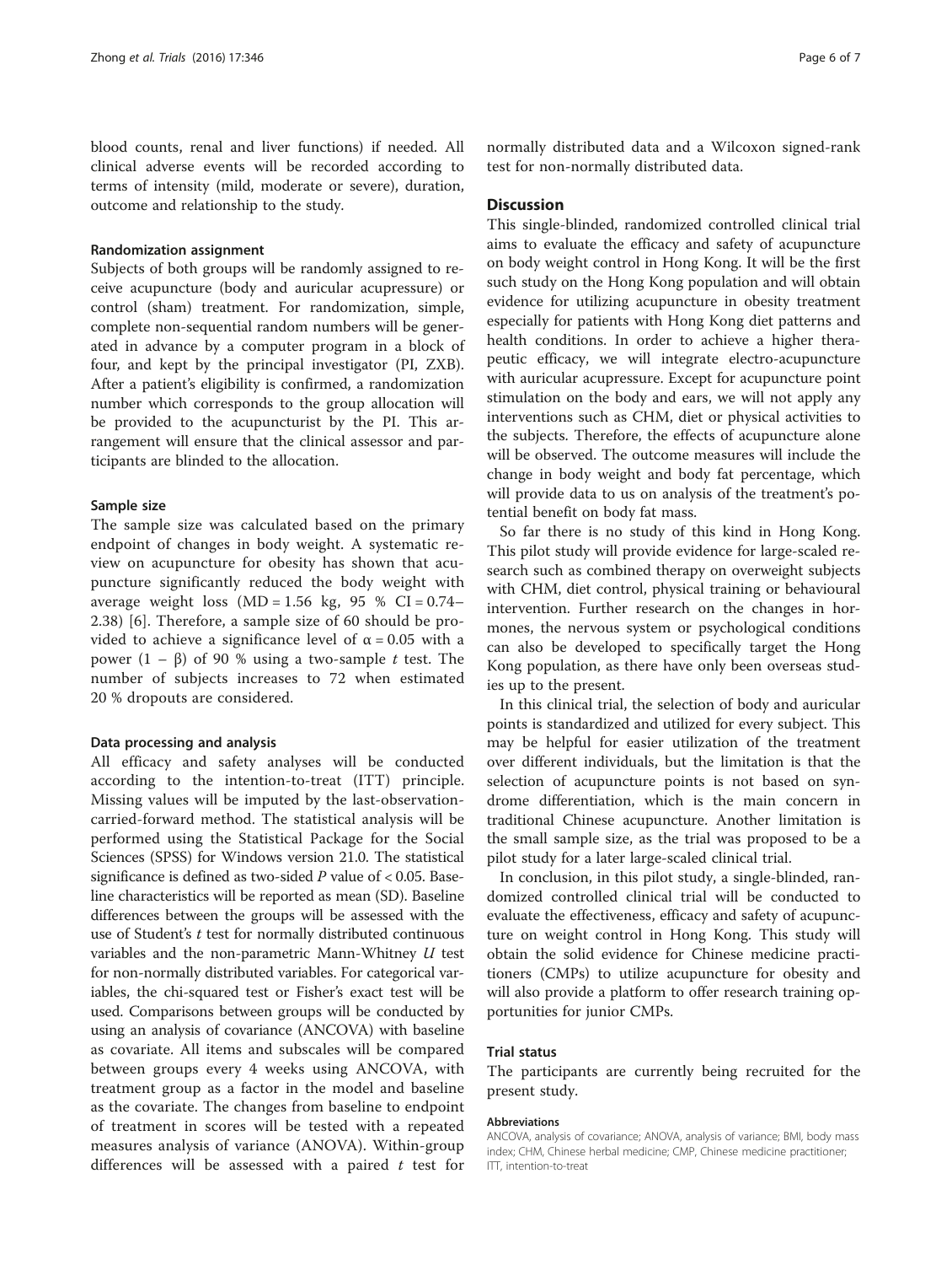blood counts, renal and liver functions) if needed. All clinical adverse events will be recorded according to terms of intensity (mild, moderate or severe), duration, outcome and relationship to the study.

#### Randomization assignment

Subjects of both groups will be randomly assigned to receive acupuncture (body and auricular acupressure) or control (sham) treatment. For randomization, simple, complete non-sequential random numbers will be generated in advance by a computer program in a block of four, and kept by the principal investigator (PI, ZXB). After a patient's eligibility is confirmed, a randomization number which corresponds to the group allocation will be provided to the acupuncturist by the PI. This arrangement will ensure that the clinical assessor and participants are blinded to the allocation.

#### Sample size

The sample size was calculated based on the primary endpoint of changes in body weight. A systematic review on acupuncture for obesity has shown that acupuncture significantly reduced the body weight with average weight loss (MD = 1.56 kg, 95 % CI = 0.74–2.38) [6]. Therefore, a sample size of 60 should be provided to achieve a significance level of $\alpha = 0.05$ with a power $(1 - \beta)$ of 90 % using a two-sample $t$ test. The number of subjects increases to 72 when estimated 20 % dropouts are considered.

#### Data processing and analysis

All efficacy and safety analyses will be conducted according to the intention-to-treat (ITT) principle. Missing values will be imputed by the last-observation-carried-forward method. The statistical analysis will be performed using the Statistical Package for the Social Sciences (SPSS) for Windows version 21.0. The statistical significance is defined as two-sided $P$ value of $< 0.05$. Baseline characteristics will be reported as mean (SD). Baseline differences between the groups will be assessed with the use of Student's $t$ test for normally distributed continuous variables and the non-parametric Mann-Whitney $U$ test for non-normally distributed variables. For categorical variables, the chi-squared test or Fisher's exact test will be used. Comparisons between groups will be conducted by using an analysis of covariance (ANCOVA) with baseline as covariate. All items and subscales will be compared between groups every 4 weeks using ANCOVA, with treatment group as a factor in the model and baseline as the covariate. The changes from baseline to endpoint of treatment in scores will be tested with a repeated measures analysis of variance (ANOVA). Within-group differences will be assessed with a paired $t$ test for normally distributed data and a Wilcoxon signed-rank test for non-normally distributed data.

## Discussion

This single-blinded, randomized controlled clinical trial aims to evaluate the efficacy and safety of acupuncture on body weight control in Hong Kong. It will be the first such study on the Hong Kong population and will obtain evidence for utilizing acupuncture in obesity treatment especially for patients with Hong Kong diet patterns and health conditions. In order to achieve a higher therapeutic efficacy, we will integrate electro-acupuncture with auricular acupressure. Except for acupuncture point stimulation on the body and ears, we will not apply any interventions such as CHM, diet or physical activities to the subjects. Therefore, the effects of acupuncture alone will be observed. The outcome measures will include the change in body weight and body fat percentage, which will provide data to us on analysis of the treatment's potential benefit on body fat mass.

So far there is no study of this kind in Hong Kong. This pilot study will provide evidence for large-scaled research such as combined therapy on overweight subjects with CHM, diet control, physical training or behavioural intervention. Further research on the changes in hormones, the nervous system or psychological conditions can also be developed to specifically target the Hong Kong population, as there have only been overseas studies up to the present.

In this clinical trial, the selection of body and auricular points is standardized and utilized for every subject. This may be helpful for easier utilization of the treatment over different individuals, but the limitation is that the selection of acupuncture points is not based on syndrome differentiation, which is the main concern in traditional Chinese acupuncture. Another limitation is the small sample size, as the trial was proposed to be a pilot study for a later large-scaled clinical trial.

In conclusion, in this pilot study, a single-blinded, randomized controlled clinical trial will be conducted to evaluate the effectiveness, efficacy and safety of acupuncture on weight control in Hong Kong. This study will obtain the solid evidence for Chinese medicine practitioners (CMPs) to utilize acupuncture for obesity and will also provide a platform to offer research training opportunities for junior CMPs.

## Trial status

The participants are currently being recruited for the present study.

#### Abbreviations

ANCOVA, analysis of covariance; ANOVA, analysis of variance; BMI, body mass index; CHM, Chinese herbal medicine; CMP, Chinese medicine practitioner; ITT, intention-to-treat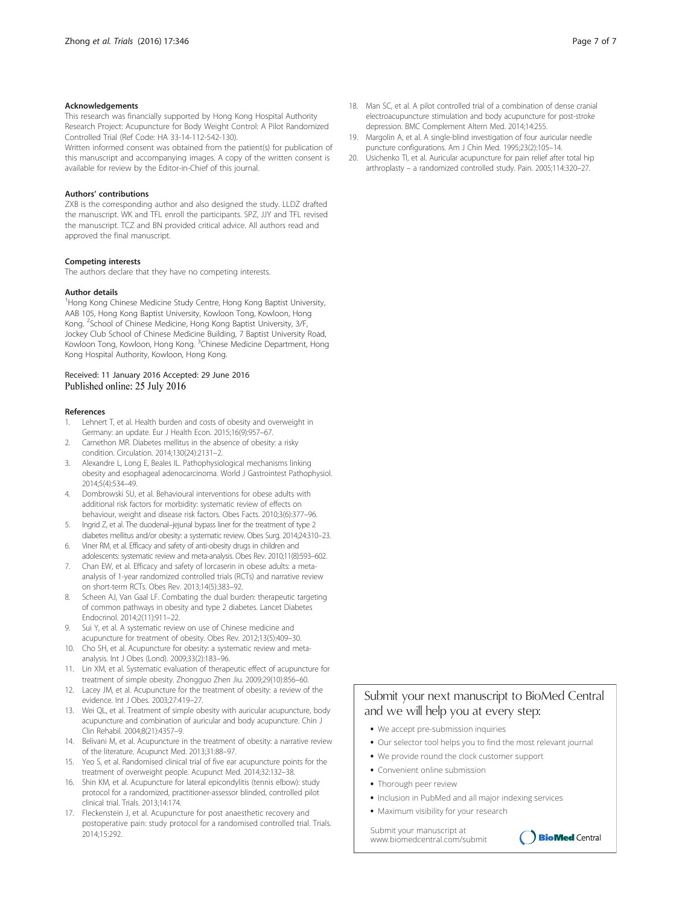### Acknowledgements

This research was financially supported by Hong Kong Hospital Authority Research Project: Acupuncture for Body Weight Control: A Pilot Randomized Controlled Trial (Ref Code: HA 33-14-112-542-130).

Written informed consent was obtained from the patient(s) for publication of this manuscript and accompanying images. A copy of the written consent is available for review by the Editor-in-Chief of this journal.

### Authors' contributions

ZXB is the corresponding author and also designed the study. LLDZ drafted the manuscript. WK and TFL enroll the participants. SPZ, JJY and TFL revised the manuscript. TCZ and BN provided critical advice. All authors read and approved the final manuscript.

### Competing interests

The authors declare that they have no competing interests.

### Author details

[1]Hong Kong Chinese Medicine Study Centre, Hong Kong Baptist University, AAB 105, Hong Kong Baptist University, Kowloon Tong, Kowloon, Hong Kong. [2]School of Chinese Medicine, Hong Kong Baptist University, 3/F, Jockey Club School of Chinese Medicine Building, 7 Baptist University Road, Kowloon Tong, Kowloon, Hong Kong. [3]Chinese Medicine Department, Hong Kong Hospital Authority, Kowloon, Hong Kong.

Received: 11 January 2016 Accepted: 29 June 2016
Published online: 25 July 2016

### References

1. Lehnert T, et al. Health burden and costs of obesity and overweight in Germany: an update. Eur J Health Econ. 2015;16(9):957–67.
2. Carnethon MR. Diabetes mellitus in the absence of obesity: a risky condition. Circulation. 2014;130(24):2131–2.
3. Alexandre L, Long E, Beales IL. Pathophysiological mechanisms linking obesity and esophageal adenocarcinoma. World J Gastrointest Pathophysiol. 2014;5(4):534–49.
4. Dombrowski SU, et al. Behavioural interventions for obese adults with additional risk factors for morbidity: systematic review of effects on behaviour, weight and disease risk factors. Obes Facts. 2010;3(6):377–96.
5. Ingrid Z, et al. The duodenal–jejunal bypass liner for the treatment of type 2 diabetes mellitus and/or obesity: a systematic review. Obes Surg. 2014;24:310–23.
6. Viner RM, et al. Efficacy and safety of anti-obesity drugs in children and adolescents: systematic review and meta-analysis. Obes Rev. 2010;11(8):593–602.
7. Chan EW, et al. Efficacy and safety of lorcaserin in obese adults: a meta-analysis of 1-year randomized controlled trials (RCTs) and narrative review on short-term RCTs. Obes Rev. 2013;14(5):383–92.
8. Scheen AJ, Van Gaal LF. Combating the dual burden: therapeutic targeting of common pathways in obesity and type 2 diabetes. Lancet Diabetes Endocrinol. 2014;2(11):911–22.
9. Sui Y, et al. A systematic review on use of Chinese medicine and acupuncture for treatment of obesity. Obes Rev. 2012;13(5):409–30.
10. Cho SH, et al. Acupuncture for obesity: a systematic review and meta-analysis. Int J Obes (Lond). 2009;33(2):183–96.
11. Lin XM, et al. Systematic evaluation of therapeutic effect of acupuncture for treatment of simple obesity. Zhongguo Zhen Jiu. 2009;29(10):856–60.
12. Lacey JM, et al. Acupuncture for the treatment of obesity: a review of the evidence. Int J Obes. 2003;27:419–27.
13. Wei QL, et al. Treatment of simple obesity with auricular acupuncture, body acupuncture and combination of auricular and body acupuncture. Chin J Clin Rehabil. 2004;8(21):4357–9.
14. Belivani M, et al. Acupuncture in the treatment of obesity: a narrative review of the literature. Acupunct Med. 2013;31:88–97.
15. Yeo S, et al. Randomised clinical trial of five ear acupuncture points for the treatment of overweight people. Acupunct Med. 2014;32:132–38.
16. Shin KM, et al. Acupuncture for lateral epicondylitis (tennis elbow): study protocol for a randomized, practitioner-assessor blinded, controlled pilot clinical trial. Trials. 2013;14:174.
17. Fleckenstein J, et al. Acupuncture for post anaesthetic recovery and postoperative pain: study protocol for a randomised controlled trial. Trials. 2014;15:292.
18. Man SC, et al. A pilot controlled trial of a combination of dense cranial electroacupuncture stimulation and body acupuncture for post-stroke depression. BMC Complement Altern Med. 2014;14:255.
19. Margolin A, et al. A single-blind investigation of four auricular needle puncture configurations. Am J Chin Med. 1995;23(2):105–14.
20. Usichenko TI, et al. Auricular acupuncture for pain relief after total hip arthroplasty – a randomized controlled study. Pain. 2005;114:320–27.

Submit your next manuscript to BioMed Central and we will help you at every step:

- We accept pre-submission inquiries
- Our selector tool helps you to find the most relevant journal
- We provide round the clock customer support
- Convenient online submission
- Thorough peer review
- Inclusion in PubMed and all major indexing services
- Maximum visibility for your research

Submit your manuscript at www.biomedcentral.com/submit

BioMed Central